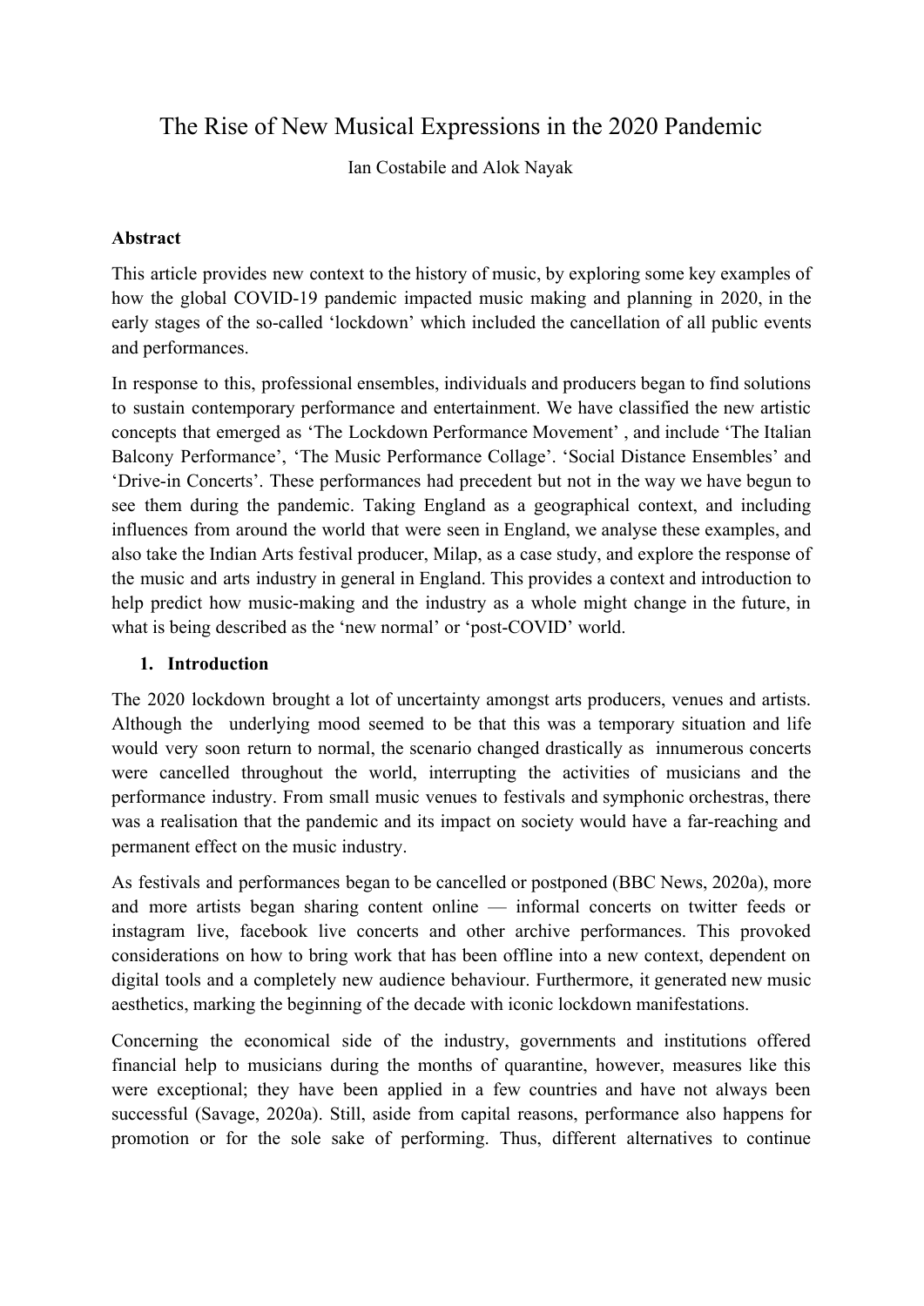# The Rise of New Musical Expressions in the 2020 Pandemic

Ian Costabile and Alok Nayak

**Abstract**

This article provides new context to the history of music, by exploring some key examples of how the global COVID-19 pandemic impacted music making and planning in 2020, in the early stages of the so-called 'lockdown' which included the cancellation of all public events and performances.

In response to this, professional ensembles, individuals and producers began to find solutions to sustain contemporary performance and entertainment. We have classified the new artistic concepts that emerged as 'The Lockdown Performance Movement' , and include 'The Italian Balcony Performance', 'The Music Performance Collage'. 'Social Distance Ensembles' and 'Drive-in Concerts'. These performances had precedent but not in the way we have begun to see them during the pandemic. Taking England as a geographical context, and including influences from around the world that were seen in England, we analyse these examples, and also take the Indian Arts festival producer, Milap, as a case study, and explore the response of the music and arts industry in general in England. This provides a context and introduction to help predict how music-making and the industry as a whole might change in the future, in what is being described as the 'new normal' or 'post-COVID' world.

## 1. Introduction

The 2020 lockdown brought a lot of uncertainty amongst arts producers, venues and artists. Although the underlying mood seemed to be that this was a temporary situation and life would very soon return to normal, the scenario changed drastically as innumerous concerts were cancelled throughout the world, interrupting the activities of musicians and the performance industry. From small music venues to festivals and symphonic orchestras, there was a realisation that the pandemic and its impact on society would have a far-reaching and permanent effect on the music industry.

As festivals and performances began to be cancelled or postponed (BBC News, 2020a), more and more artists began sharing content online — informal concerts on twitter feeds or instagram live, facebook live concerts and other archive performances. This provoked considerations on how to bring work that has been offline into a new context, dependent on digital tools and a completely new audience behaviour. Furthermore, it generated new music aesthetics, marking the beginning of the decade with iconic lockdown manifestations.

Concerning the economical side of the industry, governments and institutions offered financial help to musicians during the months of quarantine, however, measures like this were exceptional; they have been applied in a few countries and have not always been successful (Savage, 2020a). Still, aside from capital reasons, performance also happens for promotion or for the sole sake of performing. Thus, different alternatives to continue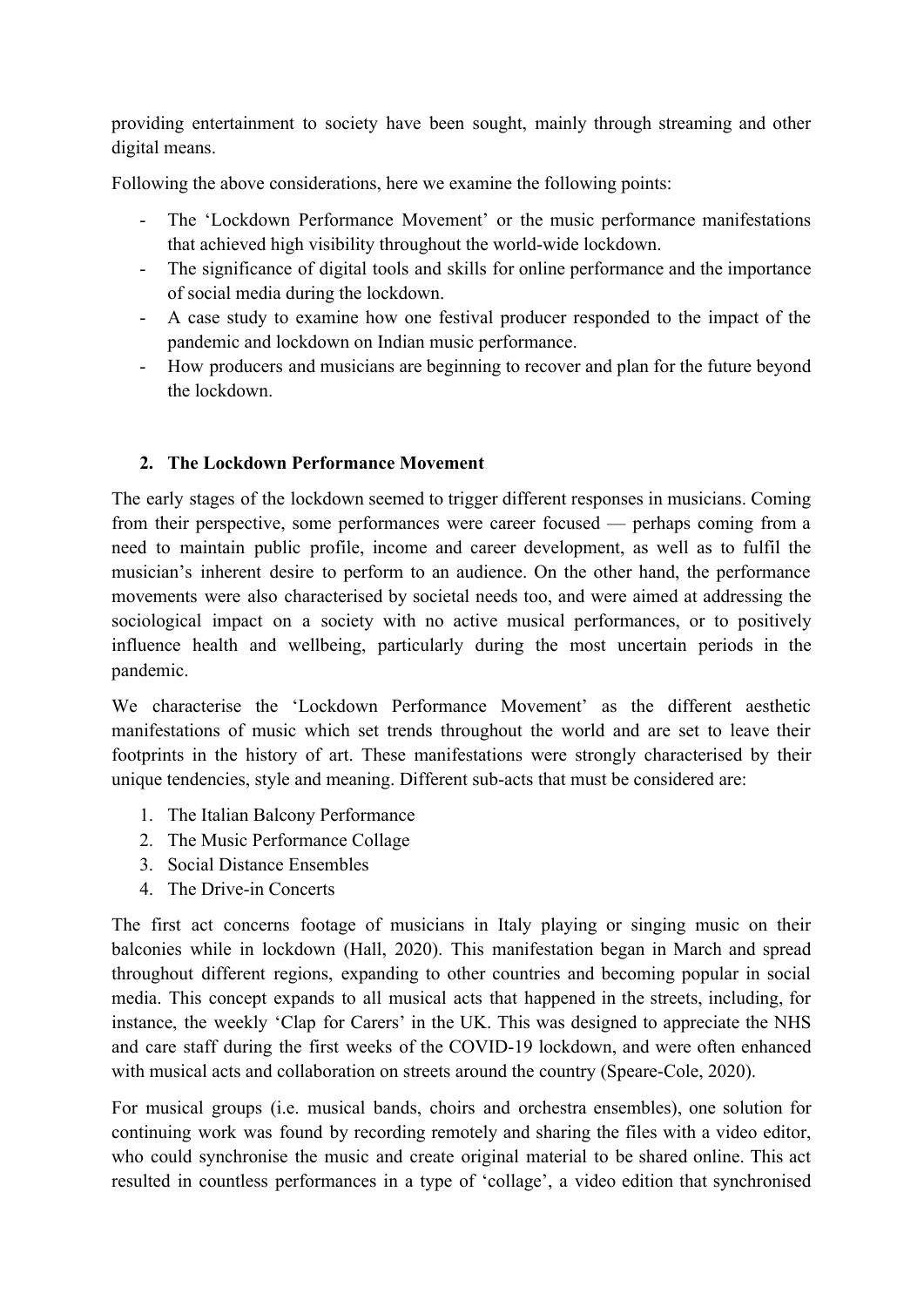providing entertainment to society have been sought, mainly through streaming and other digital means.

Following the above considerations, here we examine the following points:

- The 'Lockdown Performance Movement' or the music performance manifestations that achieved high visibility throughout the world-wide lockdown.
- The significance of digital tools and skills for online performance and the importance of social media during the lockdown.
- A case study to examine how one festival producer responded to the impact of the pandemic and lockdown on Indian music performance.
- How producers and musicians are beginning to recover and plan for the future beyond the lockdown.

## 2. The Lockdown Performance Movement

The early stages of the lockdown seemed to trigger different responses in musicians. Coming from their perspective, some performances were career focused — perhaps coming from a need to maintain public profile, income and career development, as well as to fulfil the musician's inherent desire to perform to an audience. On the other hand, the performance movements were also characterised by societal needs too, and were aimed at addressing the sociological impact on a society with no active musical performances, or to positively influence health and wellbeing, particularly during the most uncertain periods in the pandemic.

We characterise the 'Lockdown Performance Movement' as the different aesthetic manifestations of music which set trends throughout the world and are set to leave their footprints in the history of art. These manifestations were strongly characterised by their unique tendencies, style and meaning. Different sub-acts that must be considered are:

1. The Italian Balcony Performance
2. The Music Performance Collage
3. Social Distance Ensembles
4. The Drive-in Concerts

The first act concerns footage of musicians in Italy playing or singing music on their balconies while in lockdown (Hall, 2020). This manifestation began in March and spread throughout different regions, expanding to other countries and becoming popular in social media. This concept expands to all musical acts that happened in the streets, including, for instance, the weekly 'Clap for Carers' in the UK. This was designed to appreciate the NHS and care staff during the first weeks of the COVID-19 lockdown, and were often enhanced with musical acts and collaboration on streets around the country (Speare-Cole, 2020).

For musical groups (i.e. musical bands, choirs and orchestra ensembles), one solution for continuing work was found by recording remotely and sharing the files with a video editor, who could synchronise the music and create original material to be shared online. This act resulted in countless performances in a type of 'collage', a video edition that synchronised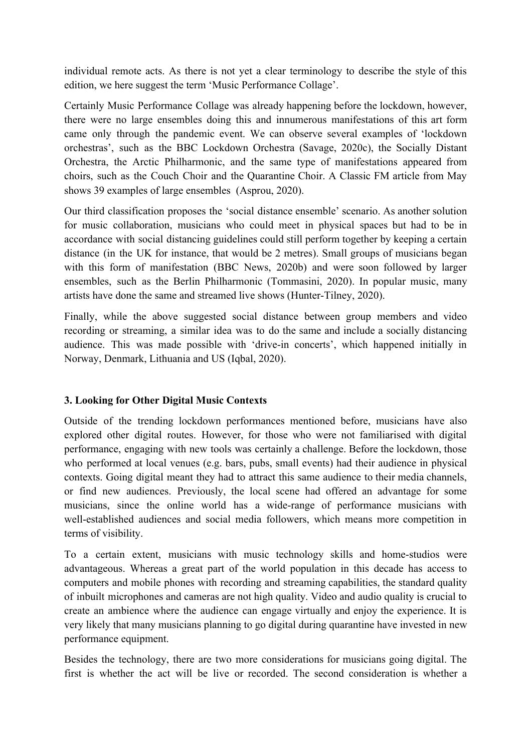individual remote acts. As there is not yet a clear terminology to describe the style of this edition, we here suggest the term 'Music Performance Collage'.

Certainly Music Performance Collage was already happening before the lockdown, however, there were no large ensembles doing this and innumerous manifestations of this art form came only through the pandemic event. We can observe several examples of 'lockdown orchestras', such as the BBC Lockdown Orchestra (Savage, 2020c), the Socially Distant Orchestra, the Arctic Philharmonic, and the same type of manifestations appeared from choirs, such as the Couch Choir and the Quarantine Choir. A Classic FM article from May shows 39 examples of large ensembles (Asprou, 2020).

Our third classification proposes the 'social distance ensemble' scenario. As another solution for music collaboration, musicians who could meet in physical spaces but had to be in accordance with social distancing guidelines could still perform together by keeping a certain distance (in the UK for instance, that would be 2 metres). Small groups of musicians began with this form of manifestation (BBC News, 2020b) and were soon followed by larger ensembles, such as the Berlin Philharmonic (Tommasini, 2020). In popular music, many artists have done the same and streamed live shows (Hunter-Tilney, 2020).

Finally, while the above suggested social distance between group members and video recording or streaming, a similar idea was to do the same and include a socially distancing audience. This was made possible with 'drive-in concerts', which happened initially in Norway, Denmark, Lithuania and US (Iqbal, 2020).

### 3. Looking for Other Digital Music Contexts

Outside of the trending lockdown performances mentioned before, musicians have also explored other digital routes. However, for those who were not familiarised with digital performance, engaging with new tools was certainly a challenge. Before the lockdown, those who performed at local venues (e.g. bars, pubs, small events) had their audience in physical contexts. Going digital meant they had to attract this same audience to their media channels, or find new audiences. Previously, the local scene had offered an advantage for some musicians, since the online world has a wide-range of performance musicians with well-established audiences and social media followers, which means more competition in terms of visibility.

To a certain extent, musicians with music technology skills and home-studios were advantageous. Whereas a great part of the world population in this decade has access to computers and mobile phones with recording and streaming capabilities, the standard quality of inbuilt microphones and cameras are not high quality. Video and audio quality is crucial to create an ambience where the audience can engage virtually and enjoy the experience. It is very likely that many musicians planning to go digital during quarantine have invested in new performance equipment.

Besides the technology, there are two more considerations for musicians going digital. The first is whether the act will be live or recorded. The second consideration is whether a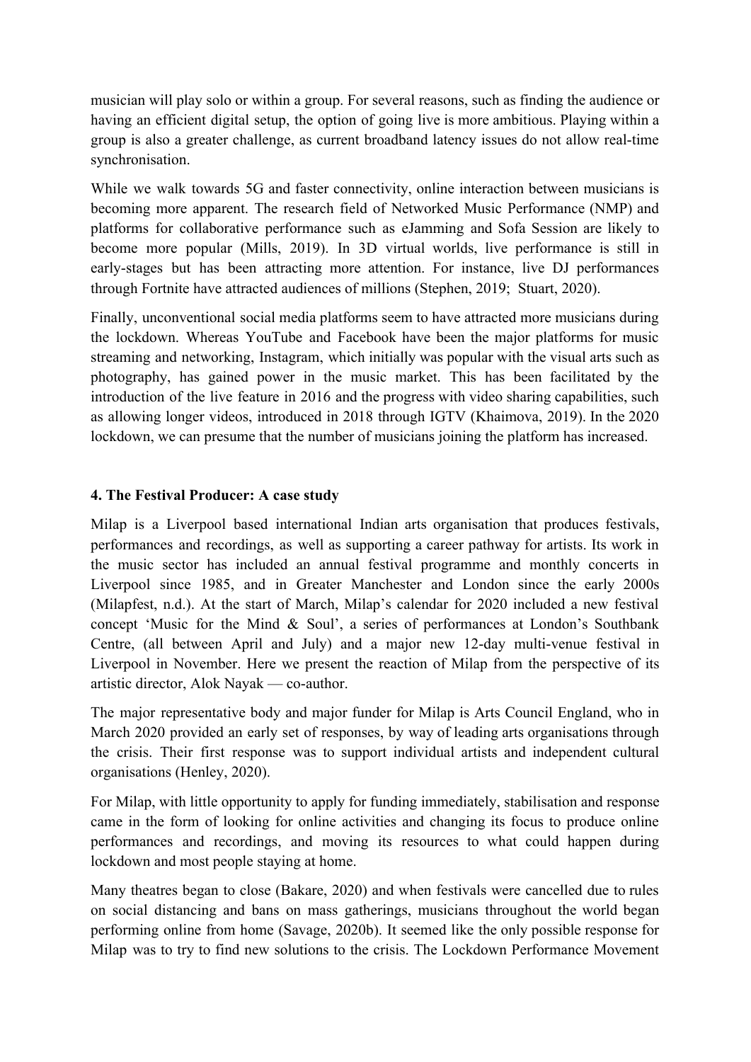musician will play solo or within a group. For several reasons, such as finding the audience or having an efficient digital setup, the option of going live is more ambitious. Playing within a group is also a greater challenge, as current broadband latency issues do not allow real-time synchronisation.

While we walk towards 5G and faster connectivity, online interaction between musicians is becoming more apparent. The research field of Networked Music Performance (NMP) and platforms for collaborative performance such as eJamming and Sofa Session are likely to become more popular (Mills, 2019). In 3D virtual worlds, live performance is still in early-stages but has been attracting more attention. For instance, live DJ performances through Fortnite have attracted audiences of millions (Stephen, 2019;  Stuart, 2020).

Finally, unconventional social media platforms seem to have attracted more musicians during the lockdown. Whereas YouTube and Facebook have been the major platforms for music streaming and networking, Instagram, which initially was popular with the visual arts such as photography, has gained power in the music market. This has been facilitated by the introduction of the live feature in 2016 and the progress with video sharing capabilities, such as allowing longer videos, introduced in 2018 through IGTV (Khaimova, 2019). In the 2020 lockdown, we can presume that the number of musicians joining the platform has increased.

### 4. The Festival Producer: A case study

Milap is a Liverpool based international Indian arts organisation that produces festivals, performances and recordings, as well as supporting a career pathway for artists. Its work in the music sector has included an annual festival programme and monthly concerts in Liverpool since 1985, and in Greater Manchester and London since the early 2000s (Milapfest, n.d.). At the start of March, Milap's calendar for 2020 included a new festival concept 'Music for the Mind & Soul', a series of performances at London's Southbank Centre, (all between April and July) and a major new 12-day multi-venue festival in Liverpool in November. Here we present the reaction of Milap from the perspective of its artistic director, Alok Nayak — co-author.

The major representative body and major funder for Milap is Arts Council England, who in March 2020 provided an early set of responses, by way of leading arts organisations through the crisis. Their first response was to support individual artists and independent cultural organisations (Henley, 2020).

For Milap, with little opportunity to apply for funding immediately, stabilisation and response came in the form of looking for online activities and changing its focus to produce online performances and recordings, and moving its resources to what could happen during lockdown and most people staying at home.

Many theatres began to close (Bakare, 2020) and when festivals were cancelled due to rules on social distancing and bans on mass gatherings, musicians throughout the world began performing online from home (Savage, 2020b). It seemed like the only possible response for Milap was to try to find new solutions to the crisis. The Lockdown Performance Movement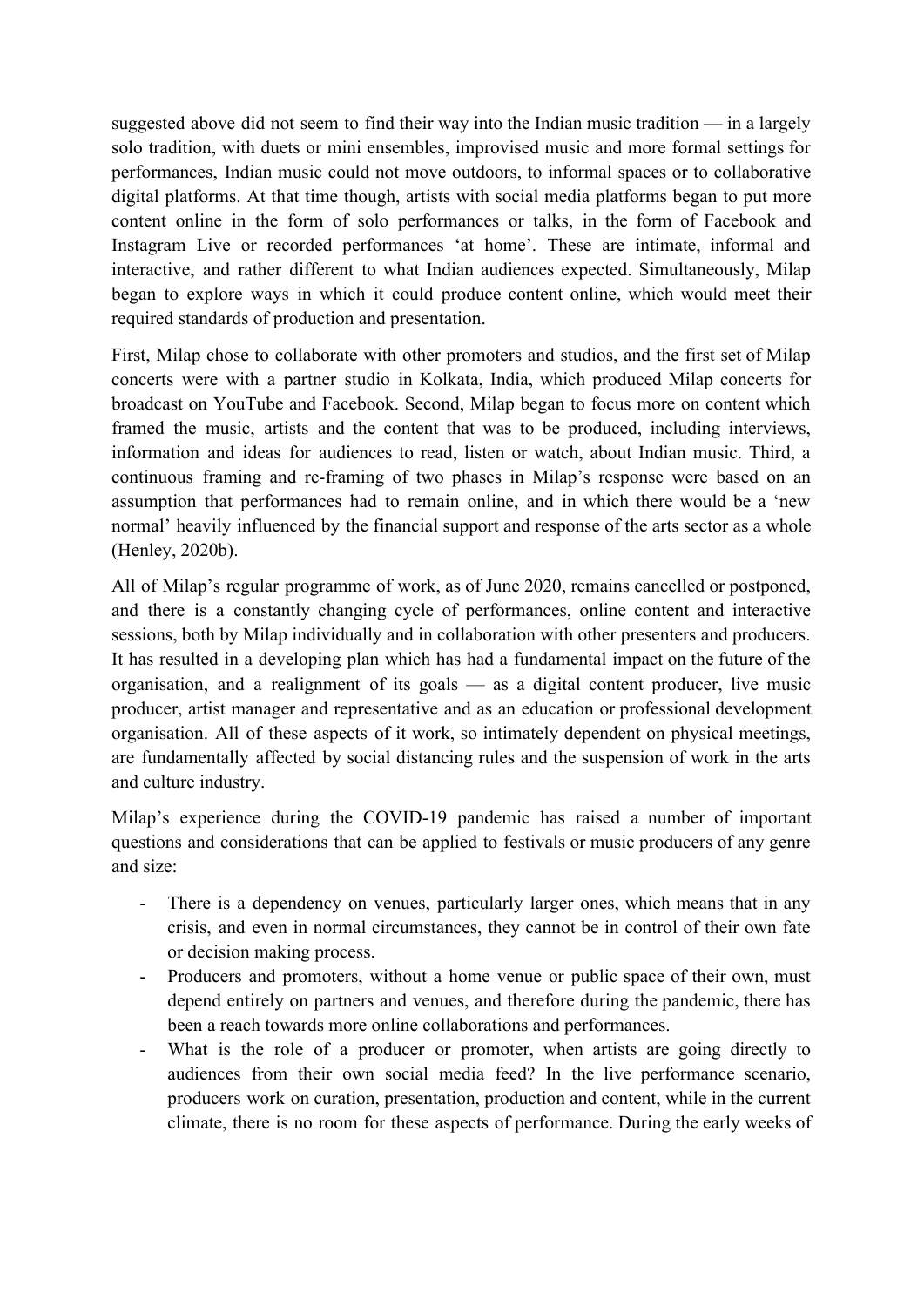suggested above did not seem to find their way into the Indian music tradition — in a largely solo tradition, with duets or mini ensembles, improvised music and more formal settings for performances, Indian music could not move outdoors, to informal spaces or to collaborative digital platforms. At that time though, artists with social media platforms began to put more content online in the form of solo performances or talks, in the form of Facebook and Instagram Live or recorded performances 'at home'. These are intimate, informal and interactive, and rather different to what Indian audiences expected. Simultaneously, Milap began to explore ways in which it could produce content online, which would meet their required standards of production and presentation.

First, Milap chose to collaborate with other promoters and studios, and the first set of Milap concerts were with a partner studio in Kolkata, India, which produced Milap concerts for broadcast on YouTube and Facebook. Second, Milap began to focus more on content which framed the music, artists and the content that was to be produced, including interviews, information and ideas for audiences to read, listen or watch, about Indian music. Third, a continuous framing and re-framing of two phases in Milap's response were based on an assumption that performances had to remain online, and in which there would be a 'new normal' heavily influenced by the financial support and response of the arts sector as a whole (Henley, 2020b).

All of Milap's regular programme of work, as of June 2020, remains cancelled or postponed, and there is a constantly changing cycle of performances, online content and interactive sessions, both by Milap individually and in collaboration with other presenters and producers. It has resulted in a developing plan which has had a fundamental impact on the future of the organisation, and a realignment of its goals — as a digital content producer, live music producer, artist manager and representative and as an education or professional development organisation. All of these aspects of it work, so intimately dependent on physical meetings, are fundamentally affected by social distancing rules and the suspension of work in the arts and culture industry.

Milap's experience during the COVID-19 pandemic has raised a number of important questions and considerations that can be applied to festivals or music producers of any genre and size:

- There is a dependency on venues, particularly larger ones, which means that in any crisis, and even in normal circumstances, they cannot be in control of their own fate or decision making process.
- Producers and promoters, without a home venue or public space of their own, must depend entirely on partners and venues, and therefore during the pandemic, there has been a reach towards more online collaborations and performances.
- What is the role of a producer or promoter, when artists are going directly to audiences from their own social media feed? In the live performance scenario, producers work on curation, presentation, production and content, while in the current climate, there is no room for these aspects of performance. During the early weeks of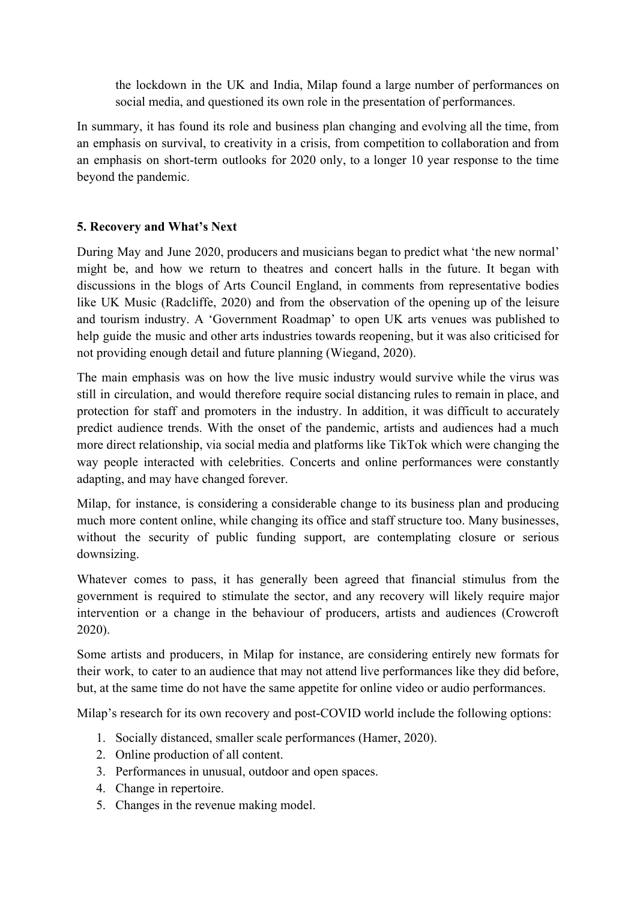the lockdown in the UK and India, Milap found a large number of performances on social media, and questioned its own role in the presentation of performances.

In summary, it has found its role and business plan changing and evolving all the time, from an emphasis on survival, to creativity in a crisis, from competition to collaboration and from an emphasis on short-term outlooks for 2020 only, to a longer 10 year response to the time beyond the pandemic.

## 5. Recovery and What's Next

During May and June 2020, producers and musicians began to predict what 'the new normal' might be, and how we return to theatres and concert halls in the future. It began with discussions in the blogs of Arts Council England, in comments from representative bodies like UK Music (Radcliffe, 2020) and from the observation of the opening up of the leisure and tourism industry. A 'Government Roadmap' to open UK arts venues was published to help guide the music and other arts industries towards reopening, but it was also criticised for not providing enough detail and future planning (Wiegand, 2020).

The main emphasis was on how the live music industry would survive while the virus was still in circulation, and would therefore require social distancing rules to remain in place, and protection for staff and promoters in the industry. In addition, it was difficult to accurately predict audience trends. With the onset of the pandemic, artists and audiences had a much more direct relationship, via social media and platforms like TikTok which were changing the way people interacted with celebrities. Concerts and online performances were constantly adapting, and may have changed forever.

Milap, for instance, is considering a considerable change to its business plan and producing much more content online, while changing its office and staff structure too. Many businesses, without the security of public funding support, are contemplating closure or serious downsizing.

Whatever comes to pass, it has generally been agreed that financial stimulus from the government is required to stimulate the sector, and any recovery will likely require major intervention or a change in the behaviour of producers, artists and audiences (Crowcroft 2020).

Some artists and producers, in Milap for instance, are considering entirely new formats for their work, to cater to an audience that may not attend live performances like they did before, but, at the same time do not have the same appetite for online video or audio performances.

Milap's research for its own recovery and post-COVID world include the following options:

1. Socially distanced, smaller scale performances (Hamer, 2020).
2. Online production of all content.
3. Performances in unusual, outdoor and open spaces.
4. Change in repertoire.
5. Changes in the revenue making model.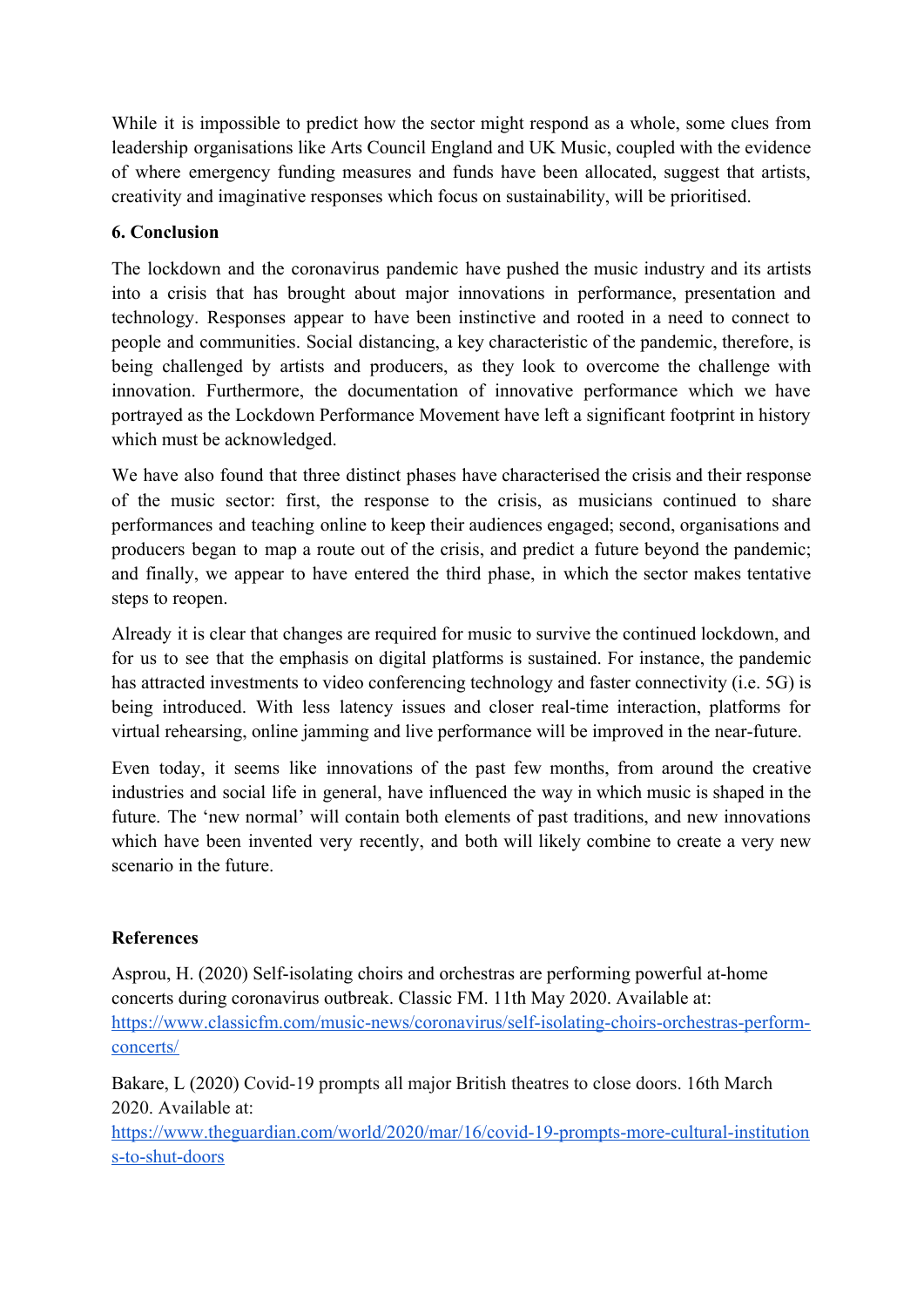While it is impossible to predict how the sector might respond as a whole, some clues from leadership organisations like Arts Council England and UK Music, coupled with the evidence of where emergency funding measures and funds have been allocated, suggest that artists, creativity and imaginative responses which focus on sustainability, will be prioritised.

## 6. Conclusion

The lockdown and the coronavirus pandemic have pushed the music industry and its artists into a crisis that has brought about major innovations in performance, presentation and technology. Responses appear to have been instinctive and rooted in a need to connect to people and communities. Social distancing, a key characteristic of the pandemic, therefore, is being challenged by artists and producers, as they look to overcome the challenge with innovation. Furthermore, the documentation of innovative performance which we have portrayed as the Lockdown Performance Movement have left a significant footprint in history which must be acknowledged.

We have also found that three distinct phases have characterised the crisis and their response of the music sector: first, the response to the crisis, as musicians continued to share performances and teaching online to keep their audiences engaged; second, organisations and producers began to map a route out of the crisis, and predict a future beyond the pandemic; and finally, we appear to have entered the third phase, in which the sector makes tentative steps to reopen.

Already it is clear that changes are required for music to survive the continued lockdown, and for us to see that the emphasis on digital platforms is sustained. For instance, the pandemic has attracted investments to video conferencing technology and faster connectivity (i.e. 5G) is being introduced. With less latency issues and closer real-time interaction, platforms for virtual rehearsing, online jamming and live performance will be improved in the near-future.

Even today, it seems like innovations of the past few months, from around the creative industries and social life in general, have influenced the way in which music is shaped in the future. The 'new normal' will contain both elements of past traditions, and new innovations which have been invented very recently, and both will likely combine to create a very new scenario in the future.

## References

Asprou, H. (2020) Self-isolating choirs and orchestras are performing powerful at-home concerts during coronavirus outbreak. Classic FM. 11th May 2020. Available at: https://www.classicfm.com/music-news/coronavirus/self-isolating-choirs-orchestras-perform-concerts/

Bakare, L (2020) Covid-19 prompts all major British theatres to close doors. 16th March 2020. Available at: https://www.theguardian.com/world/2020/mar/16/covid-19-prompts-more-cultural-institutions-to-shut-doors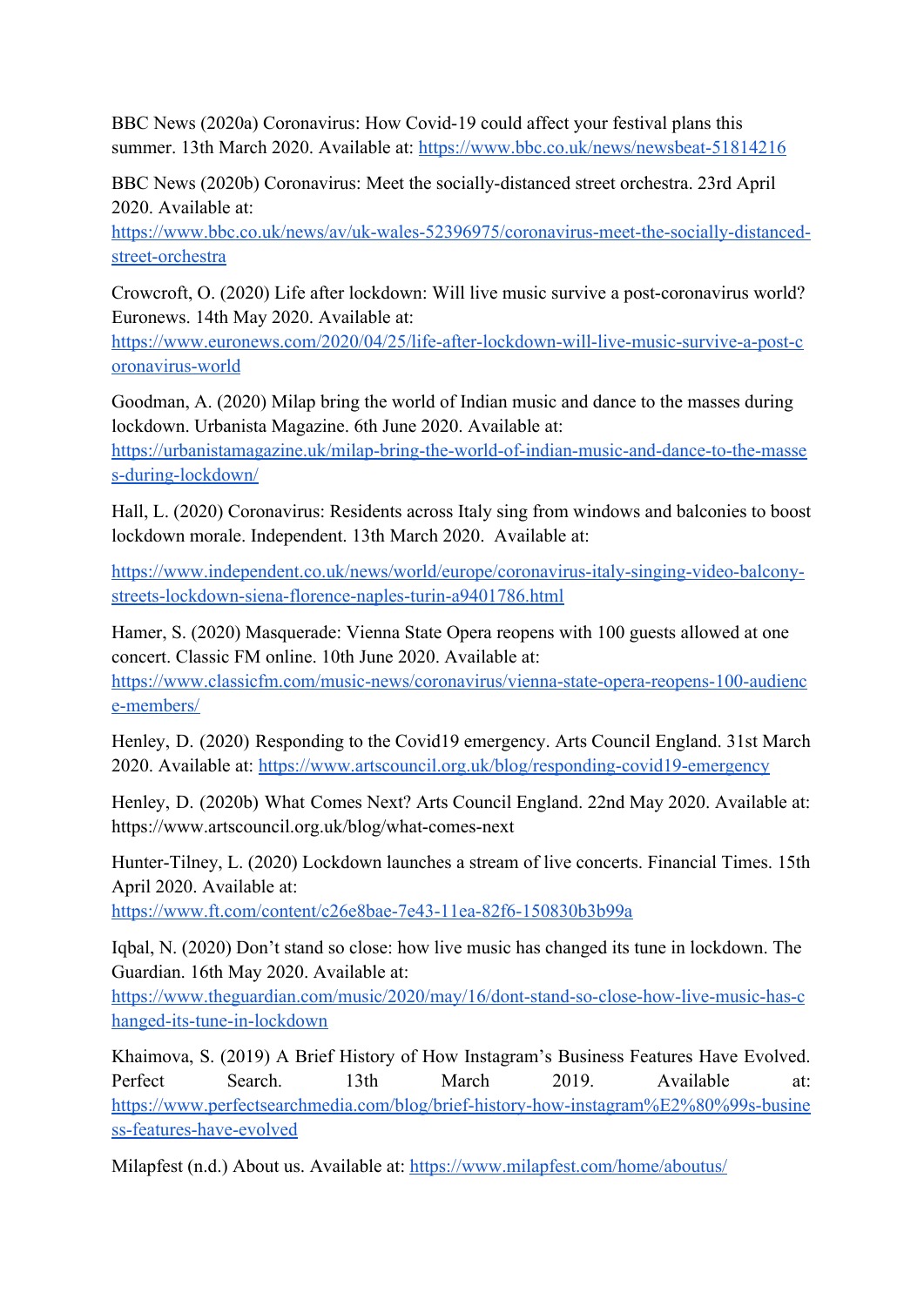BBC News (2020a) Coronavirus: How Covid-19 could affect your festival plans this summer. 13th March 2020. Available at: https://www.bbc.co.uk/news/newsbeat-51814216

BBC News (2020b) Coronavirus: Meet the socially-distanced street orchestra. 23rd April 2020. Available at: https://www.bbc.co.uk/news/av/uk-wales-52396975/coronavirus-meet-the-socially-distanced-street-orchestra

Crowcroft, O. (2020) Life after lockdown: Will live music survive a post-coronavirus world? Euronews. 14th May 2020. Available at: https://www.euronews.com/2020/04/25/life-after-lockdown-will-live-music-survive-a-post-coronavirus-world

Goodman, A. (2020) Milap bring the world of Indian music and dance to the masses during lockdown. Urbanista Magazine. 6th June 2020. Available at: https://urbanistamagazine.uk/milap-bring-the-world-of-indian-music-and-dance-to-the-masses-during-lockdown/

Hall, L. (2020) Coronavirus: Residents across Italy sing from windows and balconies to boost lockdown morale. Independent. 13th March 2020. Available at:

https://www.independent.co.uk/news/world/europe/coronavirus-italy-singing-video-balcony-streets-lockdown-siena-florence-naples-turin-a9401786.html

Hamer, S. (2020) Masquerade: Vienna State Opera reopens with 100 guests allowed at one concert. Classic FM online. 10th June 2020. Available at: https://www.classicfm.com/music-news/coronavirus/vienna-state-opera-reopens-100-audience-members/

Henley, D. (2020) Responding to the Covid19 emergency. Arts Council England. 31st March 2020. Available at: https://www.artscouncil.org.uk/blog/responding-covid19-emergency

Henley, D. (2020b) What Comes Next? Arts Council England. 22nd May 2020. Available at: https://www.artscouncil.org.uk/blog/what-comes-next

Hunter-Tilney, L. (2020) Lockdown launches a stream of live concerts. Financial Times. 15th April 2020. Available at: https://www.ft.com/content/c26e8bae-7e43-11ea-82f6-150830b3b99a

Iqbal, N. (2020) Don't stand so close: how live music has changed its tune in lockdown. The Guardian. 16th May 2020. Available at: https://www.theguardian.com/music/2020/may/16/dont-stand-so-close-how-live-music-has-changed-its-tune-in-lockdown

Khaimova, S. (2019) A Brief History of How Instagram's Business Features Have Evolved. Perfect Search. 13th March 2019. Available at: https://www.perfectsearchmedia.com/blog/brief-history-how-instagram%E2%80%99s-business-features-have-evolved

Milapfest (n.d.) About us. Available at: https://www.milapfest.com/home/aboutus/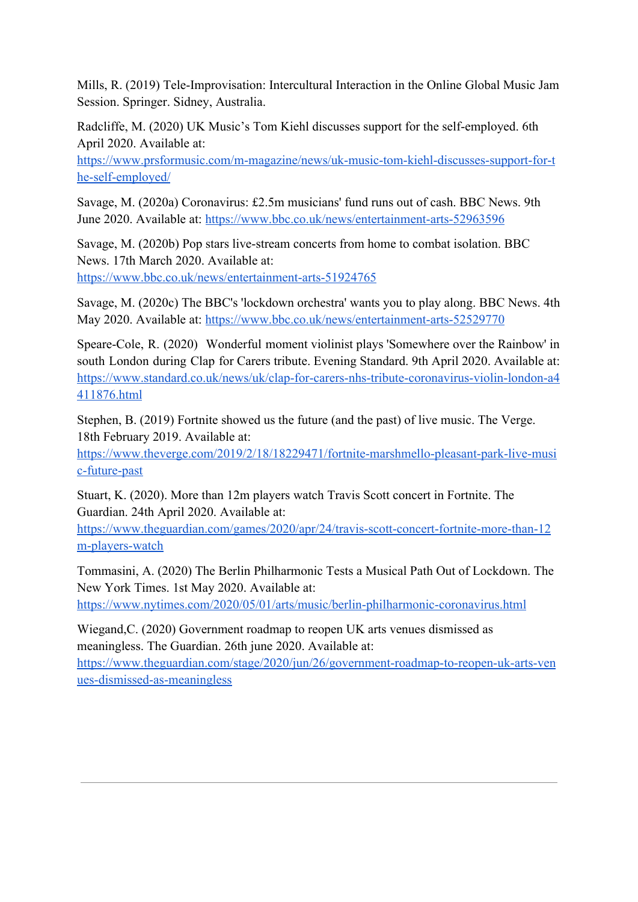Mills, R. (2019) Tele-Improvisation: Intercultural Interaction in the Online Global Music Jam Session. Springer. Sidney, Australia.

Radcliffe, M. (2020) UK Music's Tom Kiehl discusses support for the self-employed. 6th April 2020. Available at: https://www.prsformusic.com/m-magazine/news/uk-music-tom-kiehl-discusses-support-for-the-self-employed/

Savage, M. (2020a) Coronavirus: £2.5m musicians' fund runs out of cash. BBC News. 9th June 2020. Available at: https://www.bbc.co.uk/news/entertainment-arts-52963596

Savage, M. (2020b) Pop stars live-stream concerts from home to combat isolation. BBC News. 17th March 2020. Available at: https://www.bbc.co.uk/news/entertainment-arts-51924765

Savage, M. (2020c) The BBC's 'lockdown orchestra' wants you to play along. BBC News. 4th May 2020. Available at: https://www.bbc.co.uk/news/entertainment-arts-52529770

Speare-Cole, R. (2020) Wonderful moment violinist plays 'Somewhere over the Rainbow' in south London during Clap for Carers tribute. Evening Standard. 9th April 2020. Available at: https://www.standard.co.uk/news/uk/clap-for-carers-nhs-tribute-coronavirus-violin-london-a4411876.html

Stephen, B. (2019) Fortnite showed us the future (and the past) of live music. The Verge. 18th February 2019. Available at: https://www.theverge.com/2019/2/18/18229471/fortnite-marshmello-pleasant-park-live-music-future-past

Stuart, K. (2020). More than 12m players watch Travis Scott concert in Fortnite. The Guardian. 24th April 2020. Available at: https://www.theguardian.com/games/2020/apr/24/travis-scott-concert-fortnite-more-than-12m-players-watch

Tommasini, A. (2020) The Berlin Philharmonic Tests a Musical Path Out of Lockdown. The New York Times. 1st May 2020. Available at: https://www.nytimes.com/2020/05/01/arts/music/berlin-philharmonic-coronavirus.html

Wiegand,C. (2020) Government roadmap to reopen UK arts venues dismissed as meaningless. The Guardian. 26th june 2020. Available at: https://www.theguardian.com/stage/2020/jun/26/government-roadmap-to-reopen-uk-arts-venues-dismissed-as-meaningless